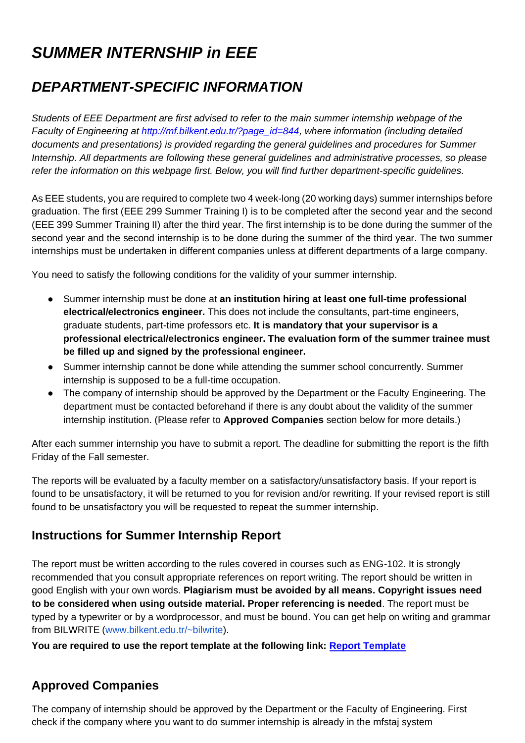# *SUMMER INTERNSHIP in EEE*

## *DEPARTMENT-SPECIFIC INFORMATION*

*Students of EEE Department are first advised to refer to the main summer internship webpage of the Faculty of Engineering at [http://mf.bilkent.edu.tr/?page_id=844](http://mf.bilkent.edu.tr/?page_id=844), where information (including detailed documents and presentations) is provided regarding the general guidelines and procedures for Summer Internship. All departments are following these general guidelines and administrative processes, so please refer the information on this webpage first. Below, you will find further department-specific guidelines.*

As EEE students, you are required to complete two 4 week-long (20 working days) summer internships before graduation. The first (EEE 299 Summer Training I) is to be completed after the second year and the second (EEE 399 Summer Training II) after the third year. The first internship is to be done during the summer of the second year and the second internship is to be done during the summer of the third year. The two summer internships must be undertaken in different companies unless at different departments of a large company.

You need to satisfy the following conditions for the validity of your summer internship.

- Summer internship must be done at **an institution hiring at least one full-time professional electrical/electronics engineer.** This does not include the consultants, part-time engineers, graduate students, part-time professors etc. **It is mandatory that your supervisor is a professional electrical/electronics engineer. The evaluation form of the summer trainee must be filled up and signed by the professional engineer.**
- Summer internship cannot be done while attending the summer school concurrently. Summer internship is supposed to be a full-time occupation.
- The company of internship should be approved by the Department or the Faculty Engineering. The department must be contacted beforehand if there is any doubt about the validity of the summer internship institution. (Please refer to **Approved Companies** section below for more details.)

After each summer internship you have to submit a report. The deadline for submitting the report is the fifth Friday of the Fall semester.

The reports will be evaluated by a faculty member on a satisfactory/unsatisfactory basis. If your report is found to be unsatisfactory, it will be returned to you for revision and/or rewriting. If your revised report is still found to be unsatisfactory you will be requested to repeat the summer internship.

## Instructions for Summer Internship Report

The report must be written according to the rules covered in courses such as ENG-102. It is strongly recommended that you consult appropriate references on report writing. The report should be written in good English with your own words. **Plagiarism must be avoided by all means. Copyright issues need to be considered when using outside material. Proper referencing is needed**. The report must be typed by a typewriter or by a wordprocessor, and must be bound. You can get help on writing and grammar from BILWRITE (www.bilkent.edu.tr/~bilwrite).

**You are required to use the report template at the following link: [Report Template]()**

## Approved Companies

The company of internship should be approved by the Department or the Faculty of Engineering. First check if the company where you want to do summer internship is already in the mfstaj system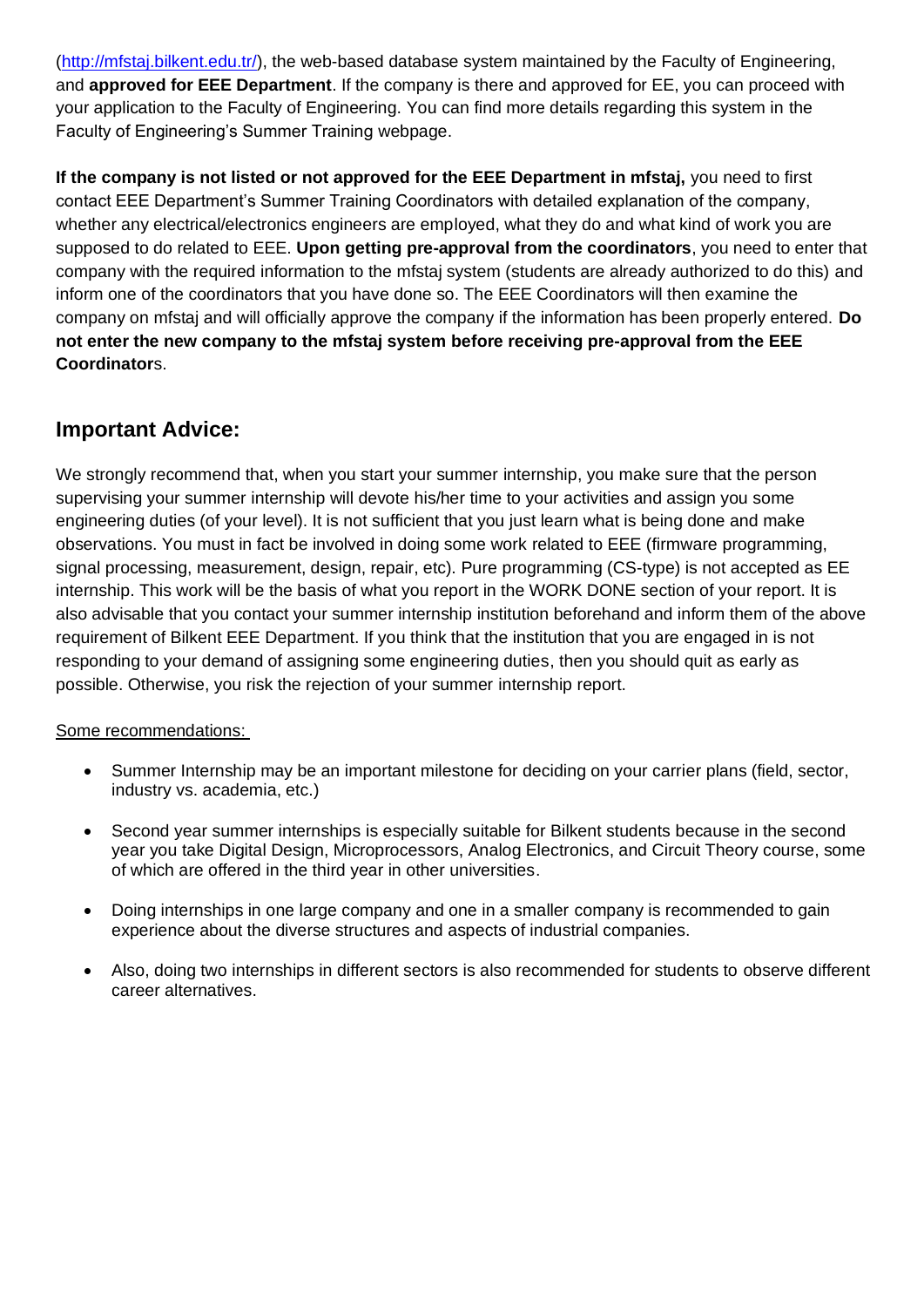(http://mfstaj.bilkent.edu.tr/), the web-based database system maintained by the Faculty of Engineering, and **approved for EEE Department**. If the company is there and approved for EE, you can proceed with your application to the Faculty of Engineering. You can find more details regarding this system in the Faculty of Engineering's Summer Training webpage.

**If the company is not listed or not approved for the EEE Department in mfstaj,** you need to first contact EEE Department's Summer Training Coordinators with detailed explanation of the company, whether any electrical/electronics engineers are employed, what they do and what kind of work you are supposed to do related to EEE. **Upon getting pre-approval from the coordinators**, you need to enter that company with the required information to the mfstaj system (students are already authorized to do this) and inform one of the coordinators that you have done so. The EEE Coordinators will then examine the company on mfstaj and will officially approve the company if the information has been properly entered. **Do not enter the new company to the mfstaj system before receiving pre-approval from the EEE Coordinator**s.

## Important Advice:

We strongly recommend that, when you start your summer internship, you make sure that the person supervising your summer internship will devote his/her time to your activities and assign you some engineering duties (of your level). It is not sufficient that you just learn what is being done and make observations. You must in fact be involved in doing some work related to EEE (firmware programming, signal processing, measurement, design, repair, etc). Pure programming (CS-type) is not accepted as EE internship. This work will be the basis of what you report in the WORK DONE section of your report. It is also advisable that you contact your summer internship institution beforehand and inform them of the above requirement of Bilkent EEE Department. If you think that the institution that you are engaged in is not responding to your demand of assigning some engineering duties, then you should quit as early as possible. Otherwise, you risk the rejection of your summer internship report.

<u>Some recommendations:</u>

- Summer Internship may be an important milestone for deciding on your carrier plans (field, sector, industry vs. academia, etc.)
- Second year summer internships is especially suitable for Bilkent students because in the second year you take Digital Design, Microprocessors, Analog Electronics, and Circuit Theory course, some of which are offered in the third year in other universities.
- Doing internships in one large company and one in a smaller company is recommended to gain experience about the diverse structures and aspects of industrial companies.
- Also, doing two internships in different sectors is also recommended for students to observe different career alternatives.